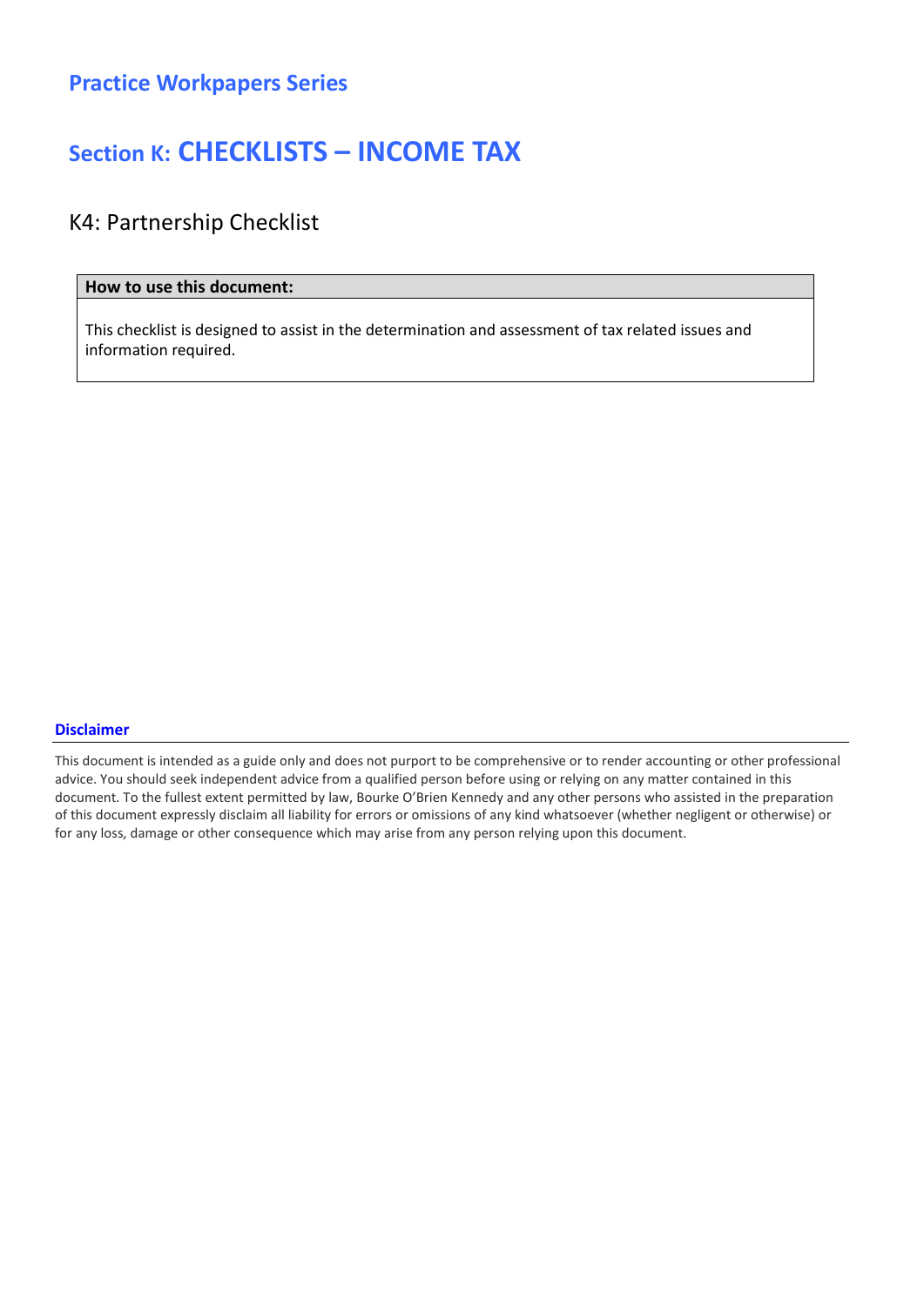## Practice Workpapers Series

# Section K: CHECKLISTS – INCOME TAX

## K4: Partnership Checklist

| How to use this document: |
| --- |
| This checklist is designed to assist in the determination and assessment of tax related issues and information required. |

**Disclaimer**

This document is intended as a guide only and does not purport to be comprehensive or to render accounting or other professional advice. You should seek independent advice from a qualified person before using or relying on any matter contained in this document. To the fullest extent permitted by law, Bourke O'Brien Kennedy and any other persons who assisted in the preparation of this document expressly disclaim all liability for errors or omissions of any kind whatsoever (whether negligent or otherwise) or for any loss, damage or other consequence which may arise from any person relying upon this document.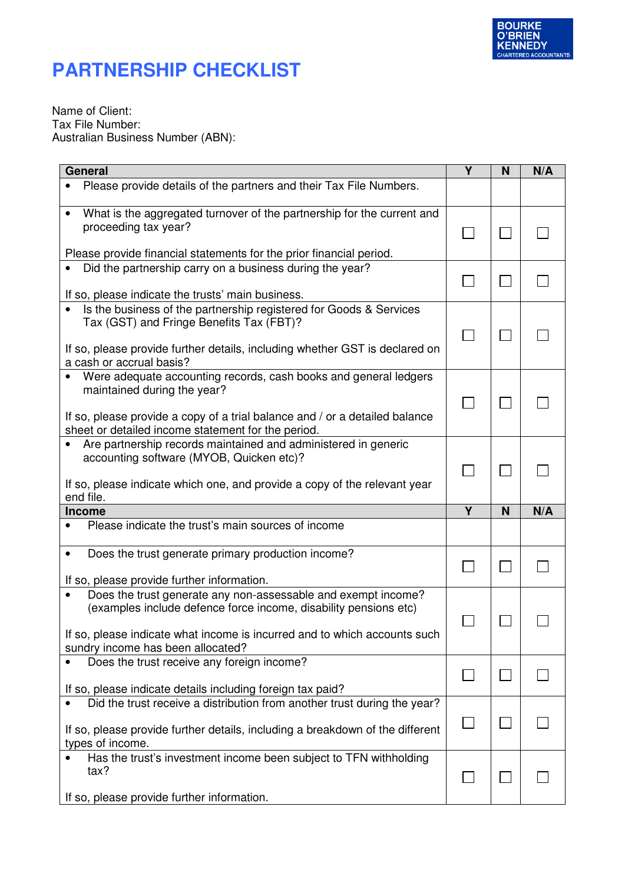BOURKE O'BRIEN KENNEDY
CHARTERED ACCOUNTANTS

# PARTNERSHIP CHECKLIST

Name of Client:
Tax File Number:
Australian Business Number (ABN):

| General | Y | N | N/A |
|---|---|---|---|
| • Please provide details of the partners and their Tax File Numbers. | | | |
| • What is the aggregated turnover of the partnership for the current and proceeding tax year?<br><br>Please provide financial statements for the prior financial period. | ☐ | ☐ | ☐ |
| • Did the partnership carry on a business during the year?<br><br>If so, please indicate the trusts' main business. | ☐ | ☐ | ☐ |
| • Is the business of the partnership registered for Goods & Services Tax (GST) and Fringe Benefits Tax (FBT)?<br><br>If so, please provide further details, including whether GST is declared on a cash or accrual basis? | ☐ | ☐ | ☐ |
| • Were adequate accounting records, cash books and general ledgers maintained during the year?<br><br>If so, please provide a copy of a trial balance and / or a detailed balance sheet or detailed income statement for the period. | ☐ | ☐ | ☐ |
| • Are partnership records maintained and administered in generic accounting software (MYOB, Quicken etc)?<br><br>If so, please indicate which one, and provide a copy of the relevant year end file. | ☐ | ☐ | ☐ |
| **Income** | **Y** | **N** | **N/A** |
| • Please indicate the trust's main sources of income | | | |
| • Does the trust generate primary production income?<br><br>If so, please provide further information. | ☐ | ☐ | ☐ |
| • Does the trust generate any non-assessable and exempt income? (examples include defence force income, disability pensions etc)<br><br>If so, please indicate what income is incurred and to which accounts such sundry income has been allocated? | ☐ | ☐ | ☐ |
| • Does the trust receive any foreign income?<br><br>If so, please indicate details including foreign tax paid? | ☐ | ☐ | ☐ |
| • Did the trust receive a distribution from another trust during the year?<br><br>If so, please provide further details, including a breakdown of the different types of income. | ☐ | ☐ | ☐ |
| • Has the trust's investment income been subject to TFN withholding tax?<br><br>If so, please provide further information. | ☐ | ☐ | ☐ |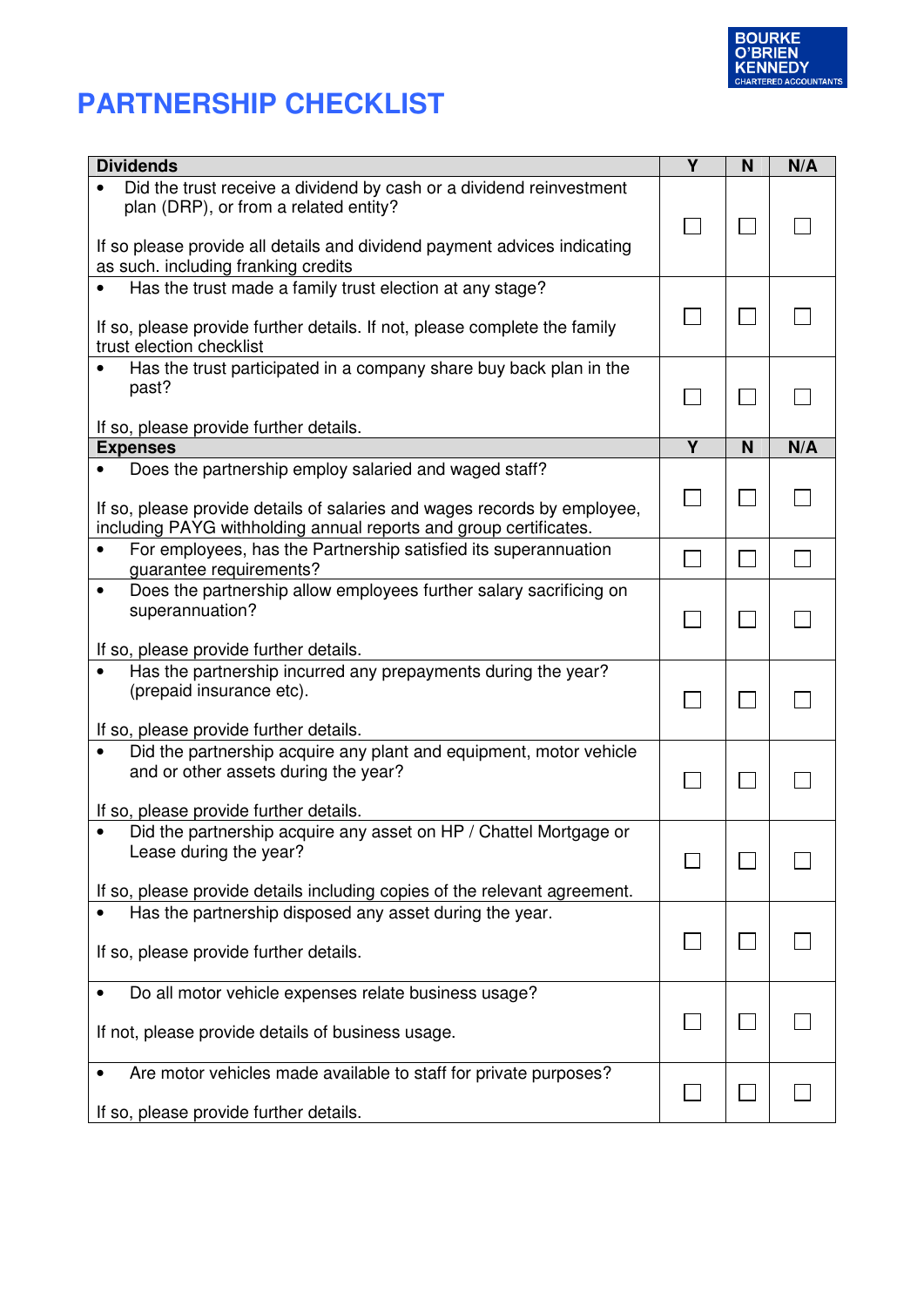BOURKE O'BRIEN KENNEDY
CHARTERED ACCOUNTANTS

# PARTNERSHIP CHECKLIST

| Dividends | Y | N | N/A |
|---|---|---|---|
| • Did the trust receive a dividend by cash or a dividend reinvestment plan (DRP), or from a related entity?<br><br>If so please provide all details and dividend payment advices indicating as such. including franking credits | ☐ | ☐ | ☐ |
| • Has the trust made a family trust election at any stage?<br><br>If so, please provide further details. If not, please complete the family trust election checklist | ☐ | ☐ | ☐ |
| • Has the trust participated in a company share buy back plan in the past?<br><br>If so, please provide further details. | ☐ | ☐ | ☐ |
| **Expenses** | **Y** | **N** | **N/A** |
| • Does the partnership employ salaried and waged staff?<br><br>If so, please provide details of salaries and wages records by employee, including PAYG withholding annual reports and group certificates. | ☐ | ☐ | ☐ |
| • For employees, has the Partnership satisfied its superannuation guarantee requirements? | ☐ | ☐ | ☐ |
| • Does the partnership allow employees further salary sacrificing on superannuation?<br><br>If so, please provide further details. | ☐ | ☐ | ☐ |
| • Has the partnership incurred any prepayments during the year? (prepaid insurance etc).<br><br>If so, please provide further details. | ☐ | ☐ | ☐ |
| • Did the partnership acquire any plant and equipment, motor vehicle and or other assets during the year?<br><br>If so, please provide further details. | ☐ | ☐ | ☐ |
| • Did the partnership acquire any asset on HP / Chattel Mortgage or Lease during the year?<br><br>If so, please provide details including copies of the relevant agreement. | ☐ | ☐ | ☐ |
| • Has the partnership disposed any asset during the year.<br><br>If so, please provide further details. | ☐ | ☐ | ☐ |
| • Do all motor vehicle expenses relate business usage?<br><br>If not, please provide details of business usage. | ☐ | ☐ | ☐ |
| • Are motor vehicles made available to staff for private purposes?<br><br>If so, please provide further details. | ☐ | ☐ | ☐ |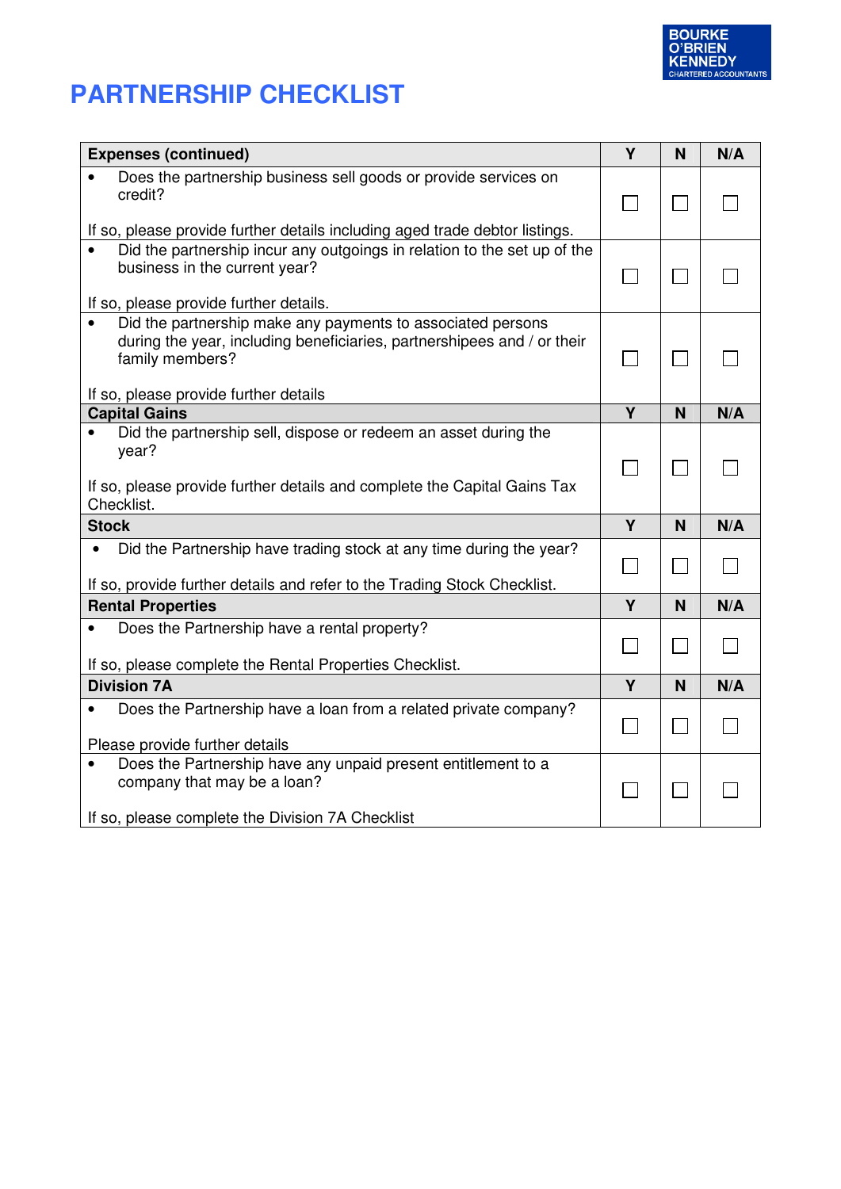# PARTNERSHIP CHECKLIST

| Expenses (continued) | Y | N | N/A |
|---|---|---|---|
| • Does the partnership business sell goods or provide services on credit?<br><br>If so, please provide further details including aged trade debtor listings. | ☐ | ☐ | ☐ |
| • Did the partnership incur any outgoings in relation to the set up of the business in the current year?<br><br>If so, please provide further details. | ☐ | ☐ | ☐ |
| • Did the partnership make any payments to associated persons during the year, including beneficiaries, partnershipees and / or their family members?<br><br>If so, please provide further details | ☐ | ☐ | ☐ |
| **Capital Gains** | **Y** | **N** | **N/A** |
| • Did the partnership sell, dispose or redeem an asset during the year?<br><br>If so, please provide further details and complete the Capital Gains Tax Checklist. | ☐ | ☐ | ☐ |
| **Stock** | **Y** | **N** | **N/A** |
| • Did the Partnership have trading stock at any time during the year?<br><br>If so, provide further details and refer to the Trading Stock Checklist. | ☐ | ☐ | ☐ |
| **Rental Properties** | **Y** | **N** | **N/A** |
| • Does the Partnership have a rental property?<br><br>If so, please complete the Rental Properties Checklist. | ☐ | ☐ | ☐ |
| **Division 7A** | **Y** | **N** | **N/A** |
| • Does the Partnership have a loan from a related private company?<br><br>Please provide further details | ☐ | ☐ | ☐ |
| • Does the Partnership have any unpaid present entitlement to a company that may be a loan?<br><br>If so, please complete the Division 7A Checklist | ☐ | ☐ | ☐ |